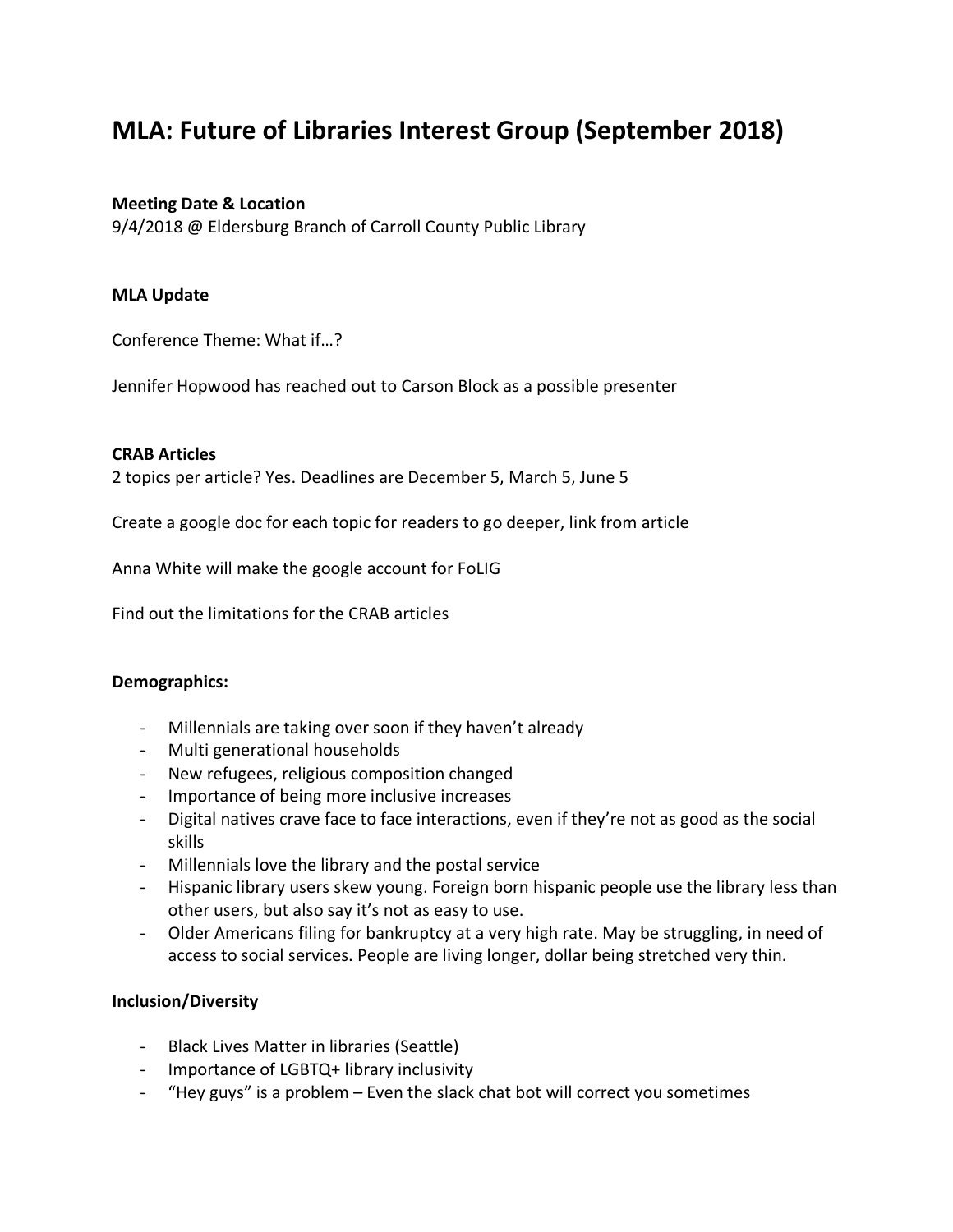# MLA: Future of Libraries Interest Group (September 2018)

**Meeting Date & Location**

9/4/2018 @ Eldersburg Branch of Carroll County Public Library

**MLA Update**

Conference Theme: What if…?

Jennifer Hopwood has reached out to Carson Block as a possible presenter

**CRAB Articles**

2 topics per article? Yes. Deadlines are December 5, March 5, June 5

Create a google doc for each topic for readers to go deeper, link from article

Anna White will make the google account for FoLIG

Find out the limitations for the CRAB articles

**Demographics:**

- Millennials are taking over soon if they haven't already
- Multi generational households
- New refugees, religious composition changed
- Importance of being more inclusive increases
- Digital natives crave face to face interactions, even if they're not as good as the social skills
- Millennials love the library and the postal service
- Hispanic library users skew young. Foreign born hispanic people use the library less than other users, but also say it's not as easy to use.
- Older Americans filing for bankruptcy at a very high rate. May be struggling, in need of access to social services. People are living longer, dollar being stretched very thin.

**Inclusion/Diversity**

- Black Lives Matter in libraries (Seattle)
- Importance of LGBTQ+ library inclusivity
- "Hey guys" is a problem – Even the slack chat bot will correct you sometimes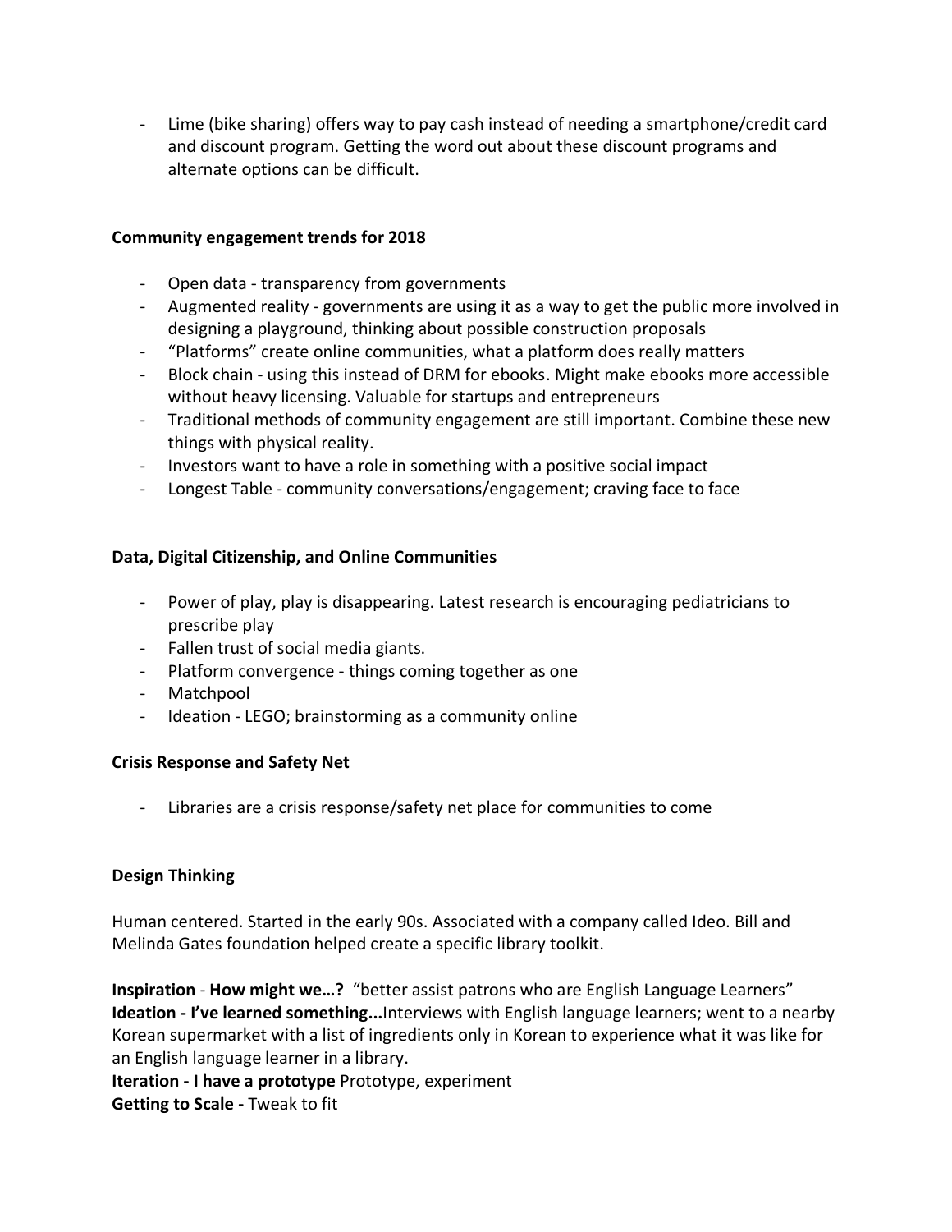- Lime (bike sharing) offers way to pay cash instead of needing a smartphone/credit card and discount program. Getting the word out about these discount programs and alternate options can be difficult.

**Community engagement trends for 2018**

- Open data - transparency from governments
- Augmented reality - governments are using it as a way to get the public more involved in designing a playground, thinking about possible construction proposals
- "Platforms" create online communities, what a platform does really matters
- Block chain - using this instead of DRM for ebooks. Might make ebooks more accessible without heavy licensing. Valuable for startups and entrepreneurs
- Traditional methods of community engagement are still important. Combine these new things with physical reality.
- Investors want to have a role in something with a positive social impact
- Longest Table - community conversations/engagement; craving face to face

**Data, Digital Citizenship, and Online Communities**

- Power of play, play is disappearing. Latest research is encouraging pediatricians to prescribe play
- Fallen trust of social media giants.
- Platform convergence - things coming together as one
- Matchpool
- Ideation - LEGO; brainstorming as a community online

**Crisis Response and Safety Net**

- Libraries are a crisis response/safety net place for communities to come

**Design Thinking**

Human centered. Started in the early 90s. Associated with a company called Ideo. Bill and Melinda Gates foundation helped create a specific library toolkit.

**Inspiration** - **How might we…?** "better assist patrons who are English Language Learners"
**Ideation - I've learned something...**Interviews with English language learners; went to a nearby Korean supermarket with a list of ingredients only in Korean to experience what it was like for an English language learner in a library.
**Iteration - I have a prototype** Prototype, experiment
**Getting to Scale -** Tweak to fit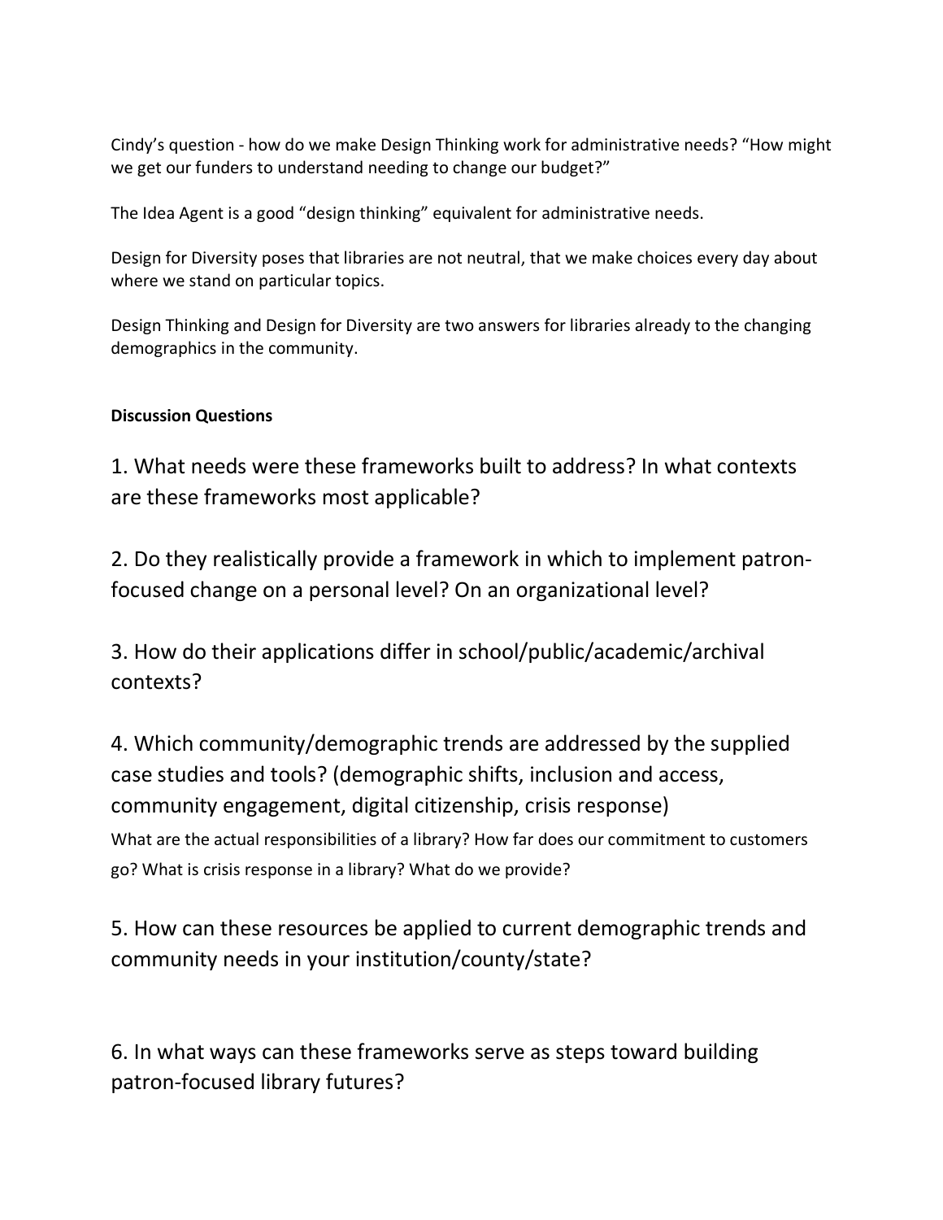Cindy's question - how do we make Design Thinking work for administrative needs? "How might we get our funders to understand needing to change our budget?"

The Idea Agent is a good "design thinking" equivalent for administrative needs.

Design for Diversity poses that libraries are not neutral, that we make choices every day about where we stand on particular topics.

Design Thinking and Design for Diversity are two answers for libraries already to the changing demographics in the community.

**Discussion Questions**

1. What needs were these frameworks built to address? In what contexts are these frameworks most applicable?

2. Do they realistically provide a framework in which to implement patron-focused change on a personal level? On an organizational level?

3. How do their applications differ in school/public/academic/archival contexts?

4. Which community/demographic trends are addressed by the supplied case studies and tools? (demographic shifts, inclusion and access, community engagement, digital citizenship, crisis response)

What are the actual responsibilities of a library? How far does our commitment to customers go? What is crisis response in a library? What do we provide?

5. How can these resources be applied to current demographic trends and community needs in your institution/county/state?

6. In what ways can these frameworks serve as steps toward building patron-focused library futures?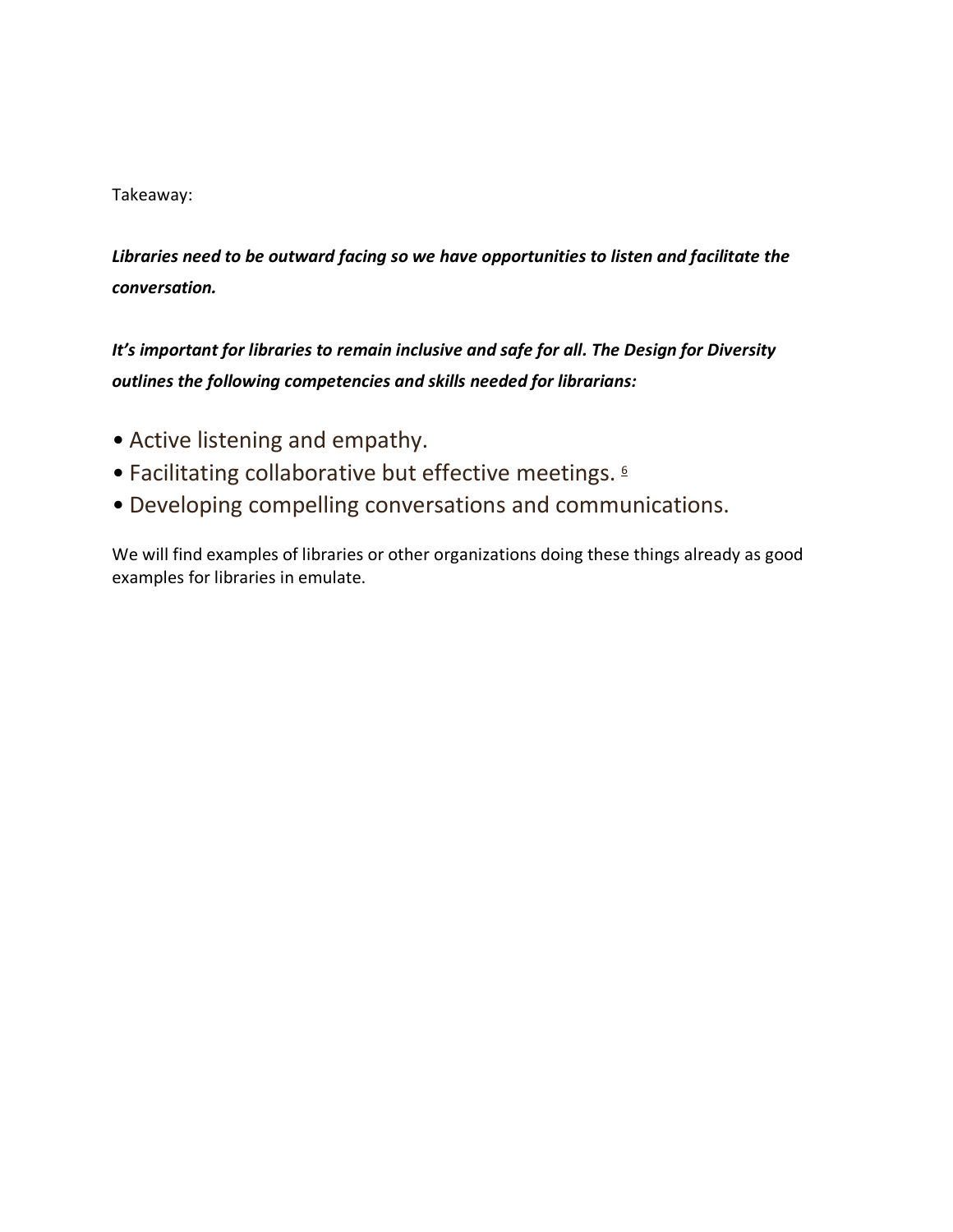Takeaway:

***Libraries need to be outward facing so we have opportunities to listen and facilitate the conversation.***

***It's important for libraries to remain inclusive and safe for all. The Design for Diversity outlines the following competencies and skills needed for librarians:***

- Active listening and empathy.
- Facilitating collaborative but effective meetings. [6]
- Developing compelling conversations and communications.

We will find examples of libraries or other organizations doing these things already as good examples for libraries in emulate.